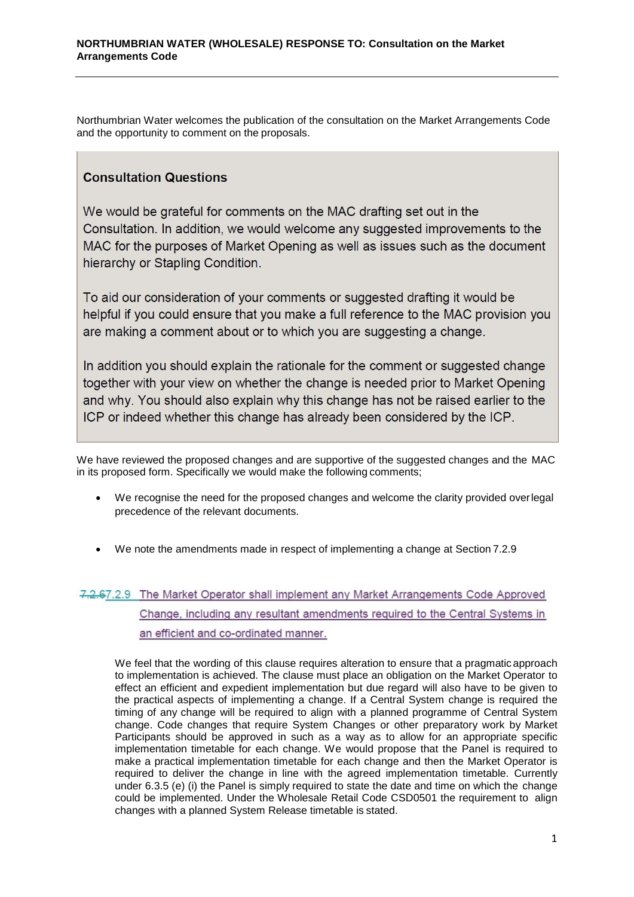**NORTHUMBRIAN WATER (WHOLESALE) RESPONSE TO: Consultation on the Market Arrangements Code**

Northumbrian Water welcomes the publication of the consultation on the Market Arrangements Code and the opportunity to comment on the proposals.

> **Consultation Questions**
>
> We would be grateful for comments on the MAC drafting set out in the Consultation. In addition, we would welcome any suggested improvements to the MAC for the purposes of Market Opening as well as issues such as the document hierarchy or Stapling Condition.
>
> To aid our consideration of your comments or suggested drafting it would be helpful if you could ensure that you make a full reference to the MAC provision you are making a comment about or to which you are suggesting a change.
>
> In addition you should explain the rationale for the comment or suggested change together with your view on whether the change is needed prior to Market Opening and why. You should also explain why this change has not be raised earlier to the ICP or indeed whether this change has already been considered by the ICP.

We have reviewed the proposed changes and are supportive of the suggested changes and the MAC in its proposed form. Specifically we would make the following comments;

- We recognise the need for the proposed changes and welcome the clarity provided over legal precedence of the relevant documents.

- We note the amendments made in respect of implementing a change at Section 7.2.9

~~7.2.6~~7.2.9 The Market Operator shall implement any Market Arrangements Code Approved Change, including any resultant amendments required to the Central Systems in an efficient and co-ordinated manner.

We feel that the wording of this clause requires alteration to ensure that a pragmatic approach to implementation is achieved. The clause must place an obligation on the Market Operator to effect an efficient and expedient implementation but due regard will also have to be given to the practical aspects of implementing a change. If a Central System change is required the timing of any change will be required to align with a planned programme of Central System change. Code changes that require System Changes or other preparatory work by Market Participants should be approved in such as a way as to allow for an appropriate specific implementation timetable for each change. We would propose that the Panel is required to make a practical implementation timetable for each change and then the Market Operator is required to deliver the change in line with the agreed implementation timetable. Currently under 6.3.5 (e) (i) the Panel is simply required to state the date and time on which the change could be implemented. Under the Wholesale Retail Code CSD0501 the requirement to align changes with a planned System Release timetable is stated.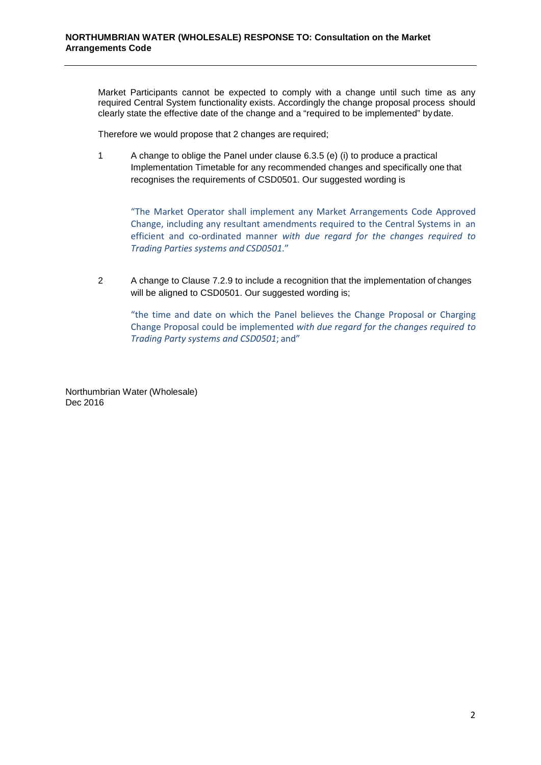Market Participants cannot be expected to comply with a change until such time as any required Central System functionality exists. Accordingly the change proposal process should clearly state the effective date of the change and a "required to be implemented" by date.

Therefore we would propose that 2 changes are required;

1. A change to oblige the Panel under clause 6.3.5 (e) (i) to produce a practical Implementation Timetable for any recommended changes and specifically one that recognises the requirements of CSD0501. Our suggested wording is

   "The Market Operator shall implement any Market Arrangements Code Approved Change, including any resultant amendments required to the Central Systems in an efficient and co-ordinated manner *with due regard for the changes required to Trading Parties systems and CSD0501*."

2. A change to Clause 7.2.9 to include a recognition that the implementation of changes will be aligned to CSD0501. Our suggested wording is;

   "the time and date on which the Panel believes the Change Proposal or Charging Change Proposal could be implemented *with due regard for the changes required to Trading Party systems and CSD0501*; and"

Northumbrian Water (Wholesale)
Dec 2016